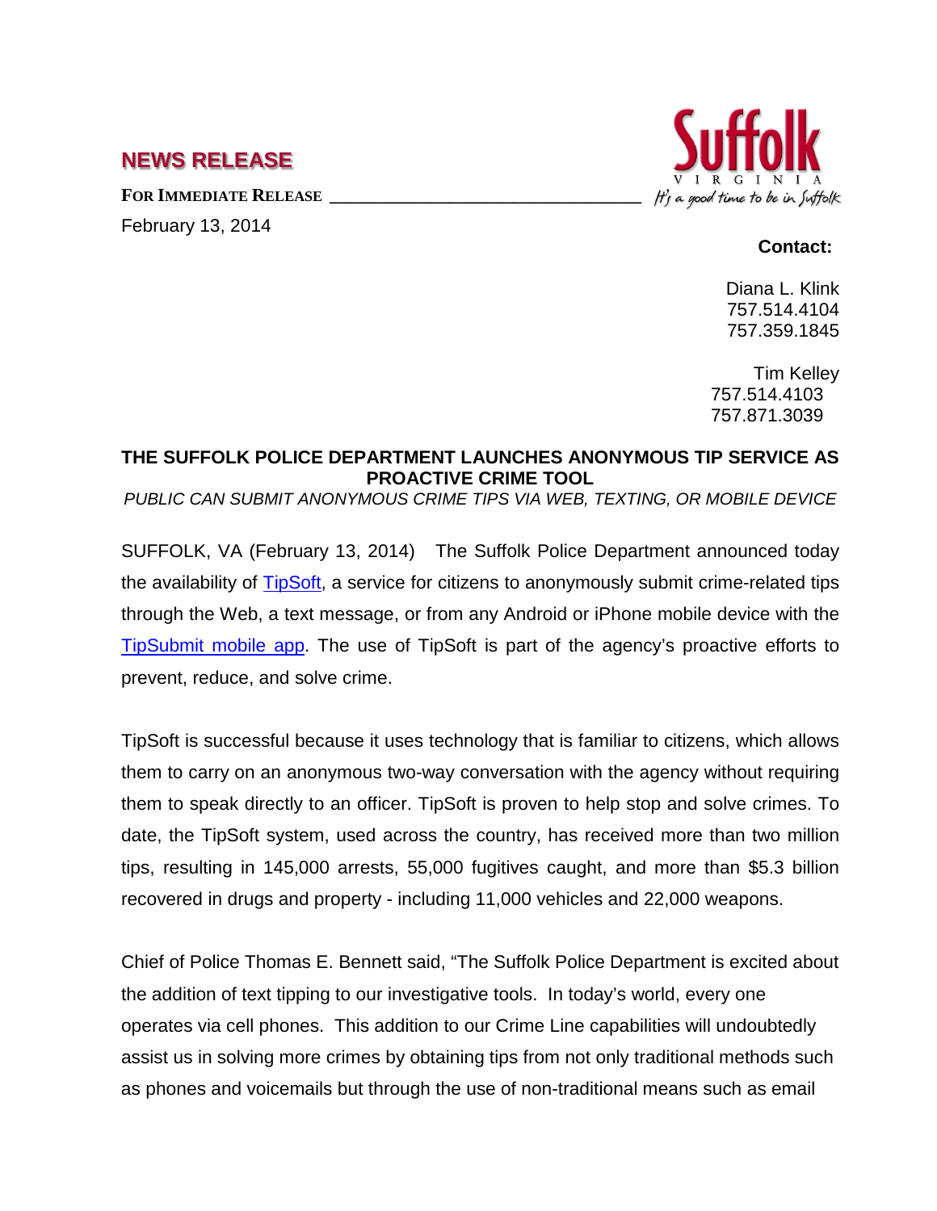# NEWS RELEASE

**FOR IMMEDIATE RELEASE**

February 13, 2014

Suffolk
VIRGINIA
*It's a good time to be in Suffolk*

**Contact:**

Diana L. Klink
757.514.4104
757.359.1845

Tim Kelley
757.514.4103
757.871.3039

## THE SUFFOLK POLICE DEPARTMENT LAUNCHES ANONYMOUS TIP SERVICE AS PROACTIVE CRIME TOOL

*PUBLIC CAN SUBMIT ANONYMOUS CRIME TIPS VIA WEB, TEXTING, OR MOBILE DEVICE*

SUFFOLK, VA (February 13, 2014) The Suffolk Police Department announced today the availability of TipSoft, a service for citizens to anonymously submit crime-related tips through the Web, a text message, or from any Android or iPhone mobile device with the TipSubmit mobile app. The use of TipSoft is part of the agency's proactive efforts to prevent, reduce, and solve crime.

TipSoft is successful because it uses technology that is familiar to citizens, which allows them to carry on an anonymous two-way conversation with the agency without requiring them to speak directly to an officer. TipSoft is proven to help stop and solve crimes. To date, the TipSoft system, used across the country, has received more than two million tips, resulting in 145,000 arrests, 55,000 fugitives caught, and more than $5.3 billion recovered in drugs and property - including 11,000 vehicles and 22,000 weapons.

Chief of Police Thomas E. Bennett said, "The Suffolk Police Department is excited about the addition of text tipping to our investigative tools. In today's world, every one operates via cell phones. This addition to our Crime Line capabilities will undoubtedly assist us in solving more crimes by obtaining tips from not only traditional methods such as phones and voicemails but through the use of non-traditional means such as email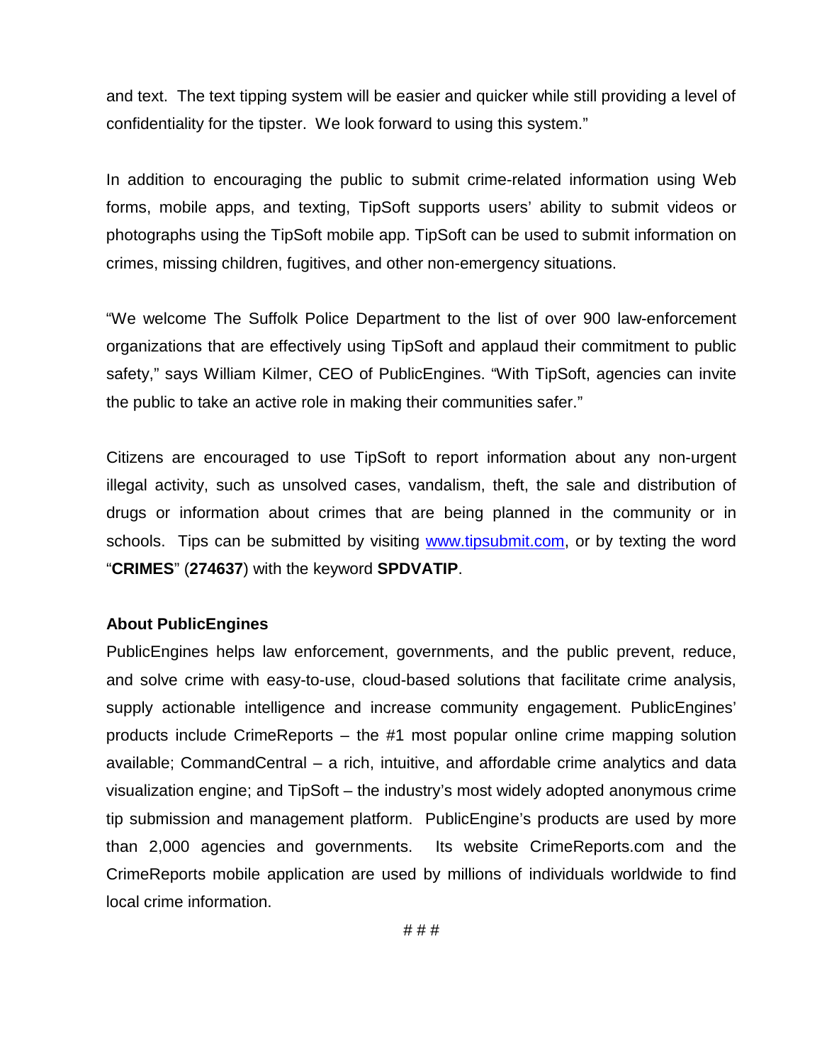and text. The text tipping system will be easier and quicker while still providing a level of confidentiality for the tipster. We look forward to using this system."

In addition to encouraging the public to submit crime-related information using Web forms, mobile apps, and texting, TipSoft supports users' ability to submit videos or photographs using the TipSoft mobile app. TipSoft can be used to submit information on crimes, missing children, fugitives, and other non-emergency situations.

"We welcome The Suffolk Police Department to the list of over 900 law-enforcement organizations that are effectively using TipSoft and applaud their commitment to public safety," says William Kilmer, CEO of PublicEngines. "With TipSoft, agencies can invite the public to take an active role in making their communities safer."

Citizens are encouraged to use TipSoft to report information about any non-urgent illegal activity, such as unsolved cases, vandalism, theft, the sale and distribution of drugs or information about crimes that are being planned in the community or in schools. Tips can be submitted by visiting www.tipsubmit.com, or by texting the word "**CRIMES**" (**274637**) with the keyword **SPDVATIP**.

**About PublicEngines**

PublicEngines helps law enforcement, governments, and the public prevent, reduce, and solve crime with easy-to-use, cloud-based solutions that facilitate crime analysis, supply actionable intelligence and increase community engagement. PublicEngines' products include CrimeReports – the #1 most popular online crime mapping solution available; CommandCentral – a rich, intuitive, and affordable crime analytics and data visualization engine; and TipSoft – the industry's most widely adopted anonymous crime tip submission and management platform. PublicEngine's products are used by more than 2,000 agencies and governments. Its website CrimeReports.com and the CrimeReports mobile application are used by millions of individuals worldwide to find local crime information.

# # #